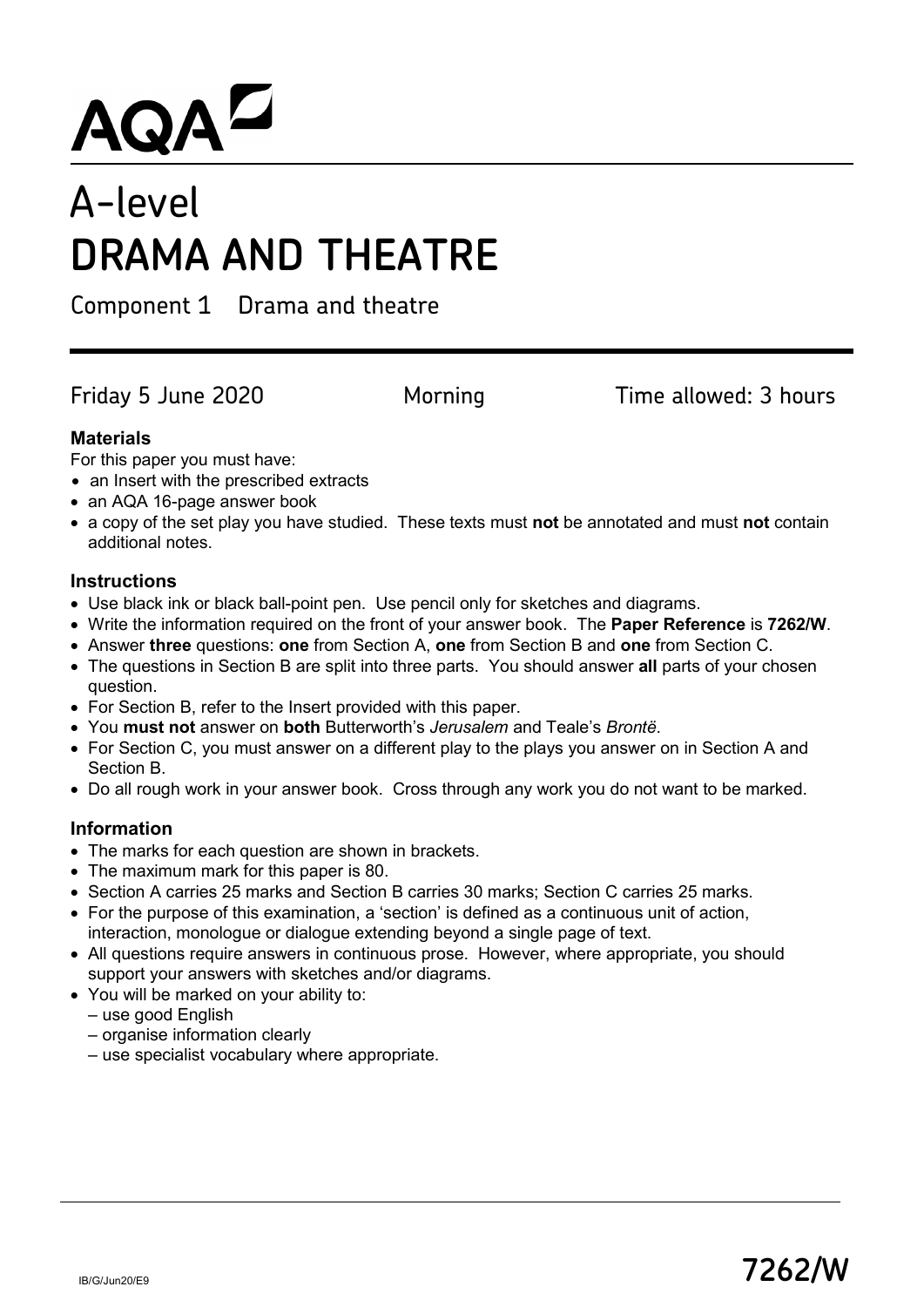AQA

# A-level
# DRAMA AND THEATRE

Component 1 Drama and theatre

Friday 5 June 2020 Morning Time allowed: 3 hours

**Materials**

For this paper you must have:

- an Insert with the prescribed extracts
- an AQA 16-page answer book
- a copy of the set play you have studied. These texts must **not** be annotated and must **not** contain additional notes.

**Instructions**

- Use black ink or black ball-point pen. Use pencil only for sketches and diagrams.
- Write the information required on the front of your answer book. The **Paper Reference** is **7262/W**.
- Answer **three** questions: **one** from Section A, **one** from Section B and **one** from Section C.
- The questions in Section B are split into three parts. You should answer **all** parts of your chosen question.
- For Section B, refer to the Insert provided with this paper.
- You **must not** answer on **both** Butterworth's *Jerusalem* and Teale's *Brontë*.
- For Section C, you must answer on a different play to the plays you answer on in Section A and Section B.
- Do all rough work in your answer book. Cross through any work you do not want to be marked.

**Information**

- The marks for each question are shown in brackets.
- The maximum mark for this paper is 80.
- Section A carries 25 marks and Section B carries 30 marks; Section C carries 25 marks.
- For the purpose of this examination, a 'section' is defined as a continuous unit of action, interaction, monologue or dialogue extending beyond a single page of text.
- All questions require answers in continuous prose. However, where appropriate, you should support your answers with sketches and/or diagrams.
- You will be marked on your ability to:
  - use good English
  - organise information clearly
  - use specialist vocabulary where appropriate.

IB/G/Jun20/E9

7262/W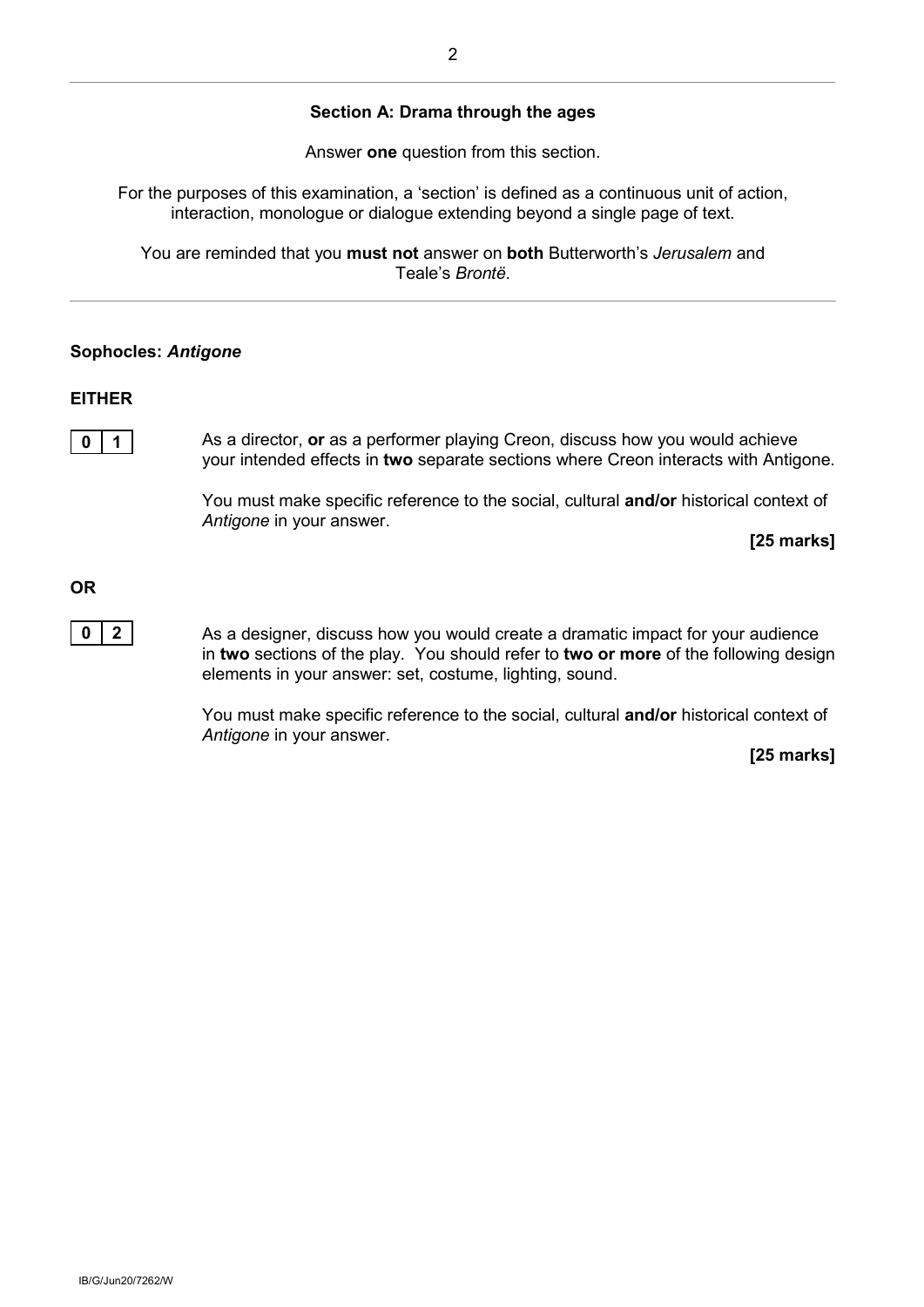## Section A: Drama through the ages

Answer **one** question from this section.

For the purposes of this examination, a 'section' is defined as a continuous unit of action, interaction, monologue or dialogue extending beyond a single page of text.

You are reminded that you **must not** answer on **both** Butterworth's *Jerusalem* and Teale's *Brontë*.

---

### Sophocles: *Antigone*

**EITHER**

**0 1** As a director, **or** as a performer playing Creon, discuss how you would achieve your intended effects in **two** separate sections where Creon interacts with Antigone.

You must make specific reference to the social, cultural **and/or** historical context of *Antigone* in your answer.

**[25 marks]**

**OR**

**0 2** As a designer, discuss how you would create a dramatic impact for your audience in **two** sections of the play. You should refer to **two or more** of the following design elements in your answer: set, costume, lighting, sound.

You must make specific reference to the social, cultural **and/or** historical context of *Antigone* in your answer.

**[25 marks]**

IB/G/Jun20/7262/W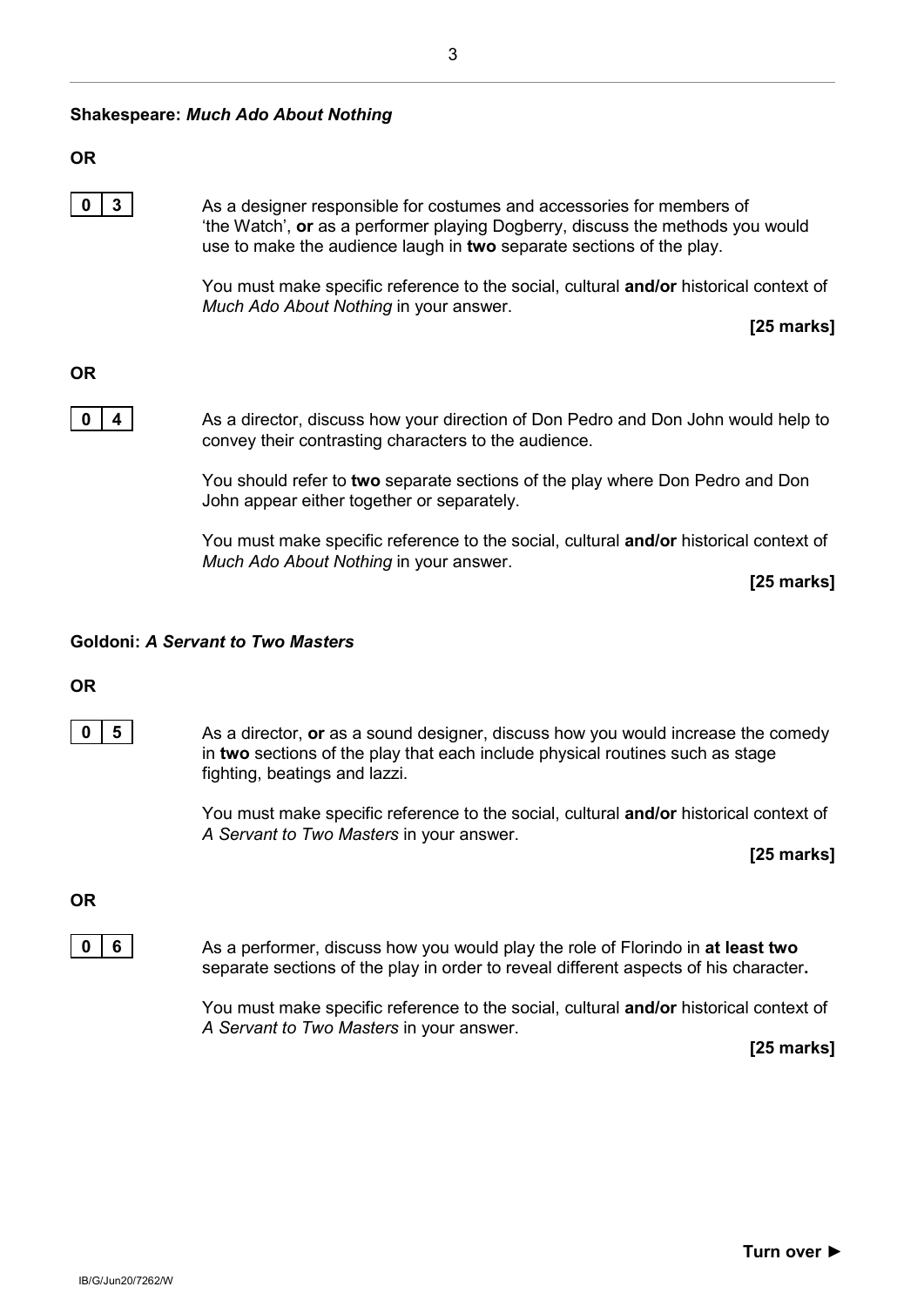**Shakespeare: *Much Ado About Nothing***

**OR**

**0 3** As a designer responsible for costumes and accessories for members of 'the Watch', **or** as a performer playing Dogberry, discuss the methods you would use to make the audience laugh in **two** separate sections of the play.

You must make specific reference to the social, cultural **and/or** historical context of *Much Ado About Nothing* in your answer.

**[25 marks]**

**OR**

**0 4** As a director, discuss how your direction of Don Pedro and Don John would help to convey their contrasting characters to the audience.

You should refer to **two** separate sections of the play where Don Pedro and Don John appear either together or separately.

You must make specific reference to the social, cultural **and/or** historical context of *Much Ado About Nothing* in your answer.

**[25 marks]**

**Goldoni: *A Servant to Two Masters***

**OR**

**0 5** As a director, **or** as a sound designer, discuss how you would increase the comedy in **two** sections of the play that each include physical routines such as stage fighting, beatings and lazzi.

You must make specific reference to the social, cultural **and/or** historical context of *A Servant to Two Masters* in your answer.

**[25 marks]**

**OR**

**0 6** As a performer, discuss how you would play the role of Florindo in **at least two** separate sections of the play in order to reveal different aspects of his character**.**

You must make specific reference to the social, cultural **and/or** historical context of *A Servant to Two Masters* in your answer.

**[25 marks]**

**Turn over ►**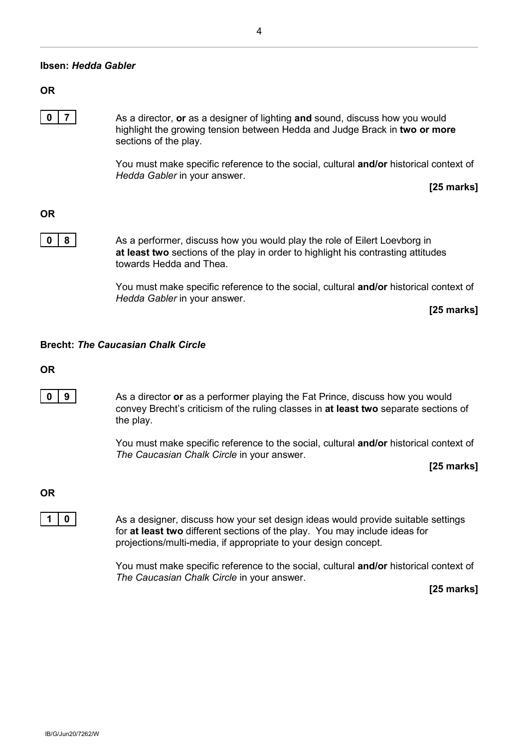**Ibsen: *Hedda Gabler***

**OR**

**0 7** As a director, **or** as a designer of lighting **and** sound, discuss how you would highlight the growing tension between Hedda and Judge Brack in **two or more** sections of the play.

You must make specific reference to the social, cultural **and/or** historical context of *Hedda Gabler* in your answer.

**[25 marks]**

**OR**

**0 8** As a performer, discuss how you would play the role of Eilert Loevborg in **at least two** sections of the play in order to highlight his contrasting attitudes towards Hedda and Thea.

You must make specific reference to the social, cultural **and/or** historical context of *Hedda Gabler* in your answer.

**[25 marks]**

**Brecht: *The Caucasian Chalk Circle***

**OR**

**0 9** As a director **or** as a performer playing the Fat Prince, discuss how you would convey Brecht's criticism of the ruling classes in **at least two** separate sections of the play.

You must make specific reference to the social, cultural **and/or** historical context of *The Caucasian Chalk Circle* in your answer.

**[25 marks]**

**OR**

**1 0** As a designer, discuss how your set design ideas would provide suitable settings for **at least two** different sections of the play. You may include ideas for projections/multi-media, if appropriate to your design concept.

You must make specific reference to the social, cultural **and/or** historical context of *The Caucasian Chalk Circle* in your answer.

**[25 marks]**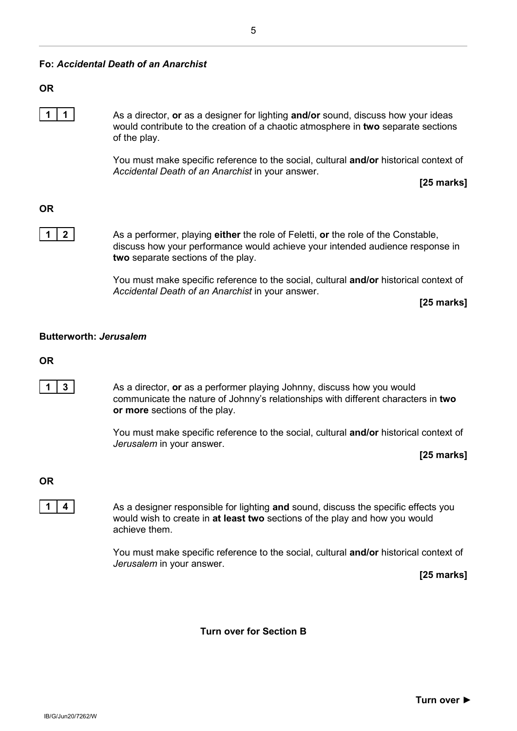**Fo: *Accidental Death of an Anarchist***

**OR**

**1 1** As a director, **or** as a designer for lighting **and/or** sound, discuss how your ideas would contribute to the creation of a chaotic atmosphere in **two** separate sections of the play.

You must make specific reference to the social, cultural **and/or** historical context of *Accidental Death of an Anarchist* in your answer.

**[25 marks]**

**OR**

**1 2** As a performer, playing **either** the role of Feletti, **or** the role of the Constable, discuss how your performance would achieve your intended audience response in **two** separate sections of the play.

You must make specific reference to the social, cultural **and/or** historical context of *Accidental Death of an Anarchist* in your answer.

**[25 marks]**

**Butterworth: *Jerusalem***

**OR**

**1 3** As a director, **or** as a performer playing Johnny, discuss how you would communicate the nature of Johnny's relationships with different characters in **two or more** sections of the play.

You must make specific reference to the social, cultural **and/or** historical context of *Jerusalem* in your answer.

**[25 marks]**

**OR**

**1 4** As a designer responsible for lighting **and** sound, discuss the specific effects you would wish to create in **at least two** sections of the play and how you would achieve them.

You must make specific reference to the social, cultural **and/or** historical context of *Jerusalem* in your answer.

**[25 marks]**

**Turn over for Section B**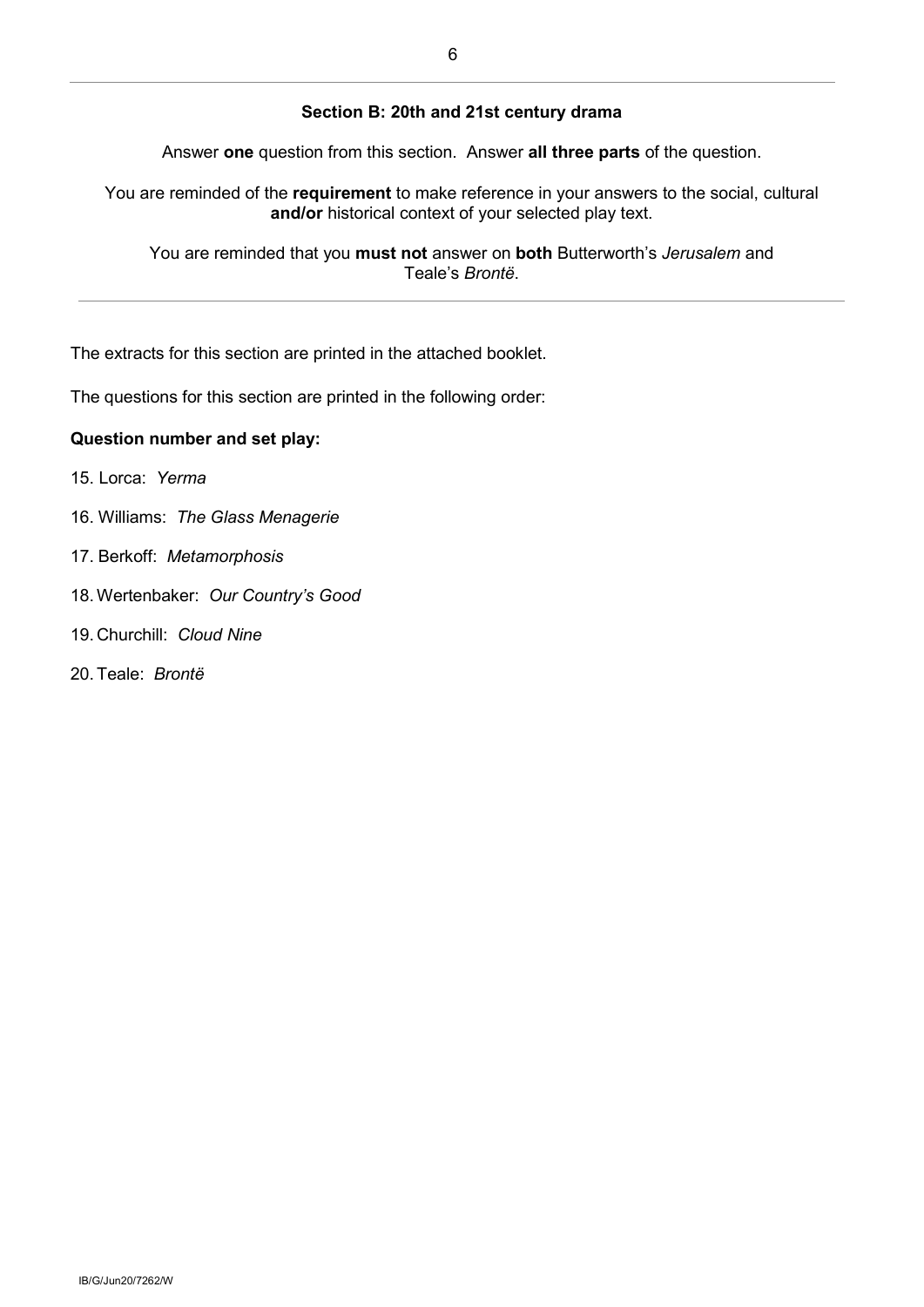## Section B: 20th and 21st century drama

Answer **one** question from this section. Answer **all three parts** of the question.

You are reminded of the **requirement** to make reference in your answers to the social, cultural **and/or** historical context of your selected play text.

You are reminded that you **must not** answer on **both** Butterworth's *Jerusalem* and Teale's *Brontë*.

The extracts for this section are printed in the attached booklet.

The questions for this section are printed in the following order:

**Question number and set play:**

15. Lorca: *Yerma*
16. Williams: *The Glass Menagerie*
17. Berkoff: *Metamorphosis*
18. Wertenbaker: *Our Country's Good*
19. Churchill: *Cloud Nine*
20. Teale: *Brontë*

IB/G/Jun20/7262/W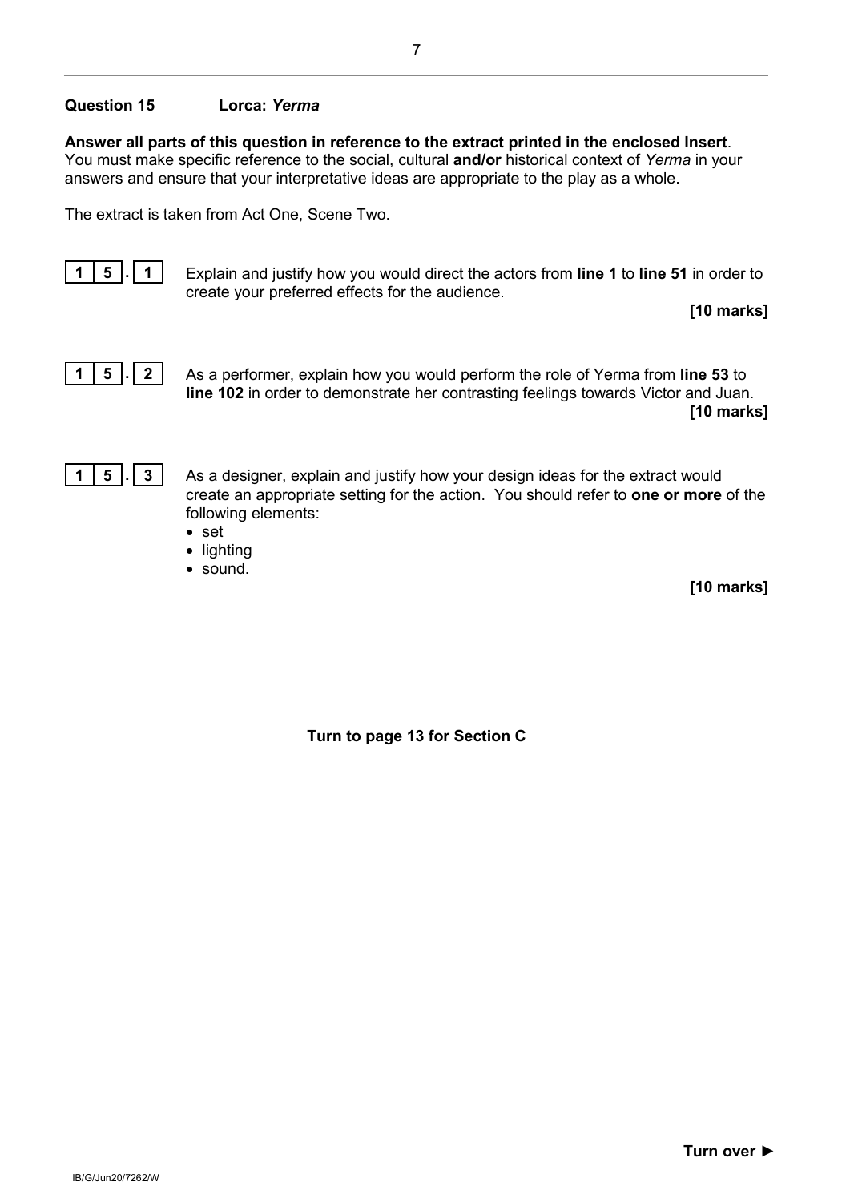**Question 15 Lorca: *Yerma***

**Answer all parts of this question in reference to the extract printed in the enclosed Insert**. You must make specific reference to the social, cultural **and/or** historical context of *Yerma* in your answers and ensure that your interpretative ideas are appropriate to the play as a whole.

The extract is taken from Act One, Scene Two.

**1 5 . 1** Explain and justify how you would direct the actors from **line 1** to **line 51** in order to create your preferred effects for the audience.

**[10 marks]**

**1 5 . 2** As a performer, explain how you would perform the role of Yerma from **line 53** to **line 102** in order to demonstrate her contrasting feelings towards Victor and Juan.

**[10 marks]**

**1 5 . 3** As a designer, explain and justify how your design ideas for the extract would create an appropriate setting for the action. You should refer to **one or more** of the following elements:

- set
- lighting
- sound.

**[10 marks]**

**Turn to page 13 for Section C**

**Turn over ►**

IB/G/Jun20/7262/W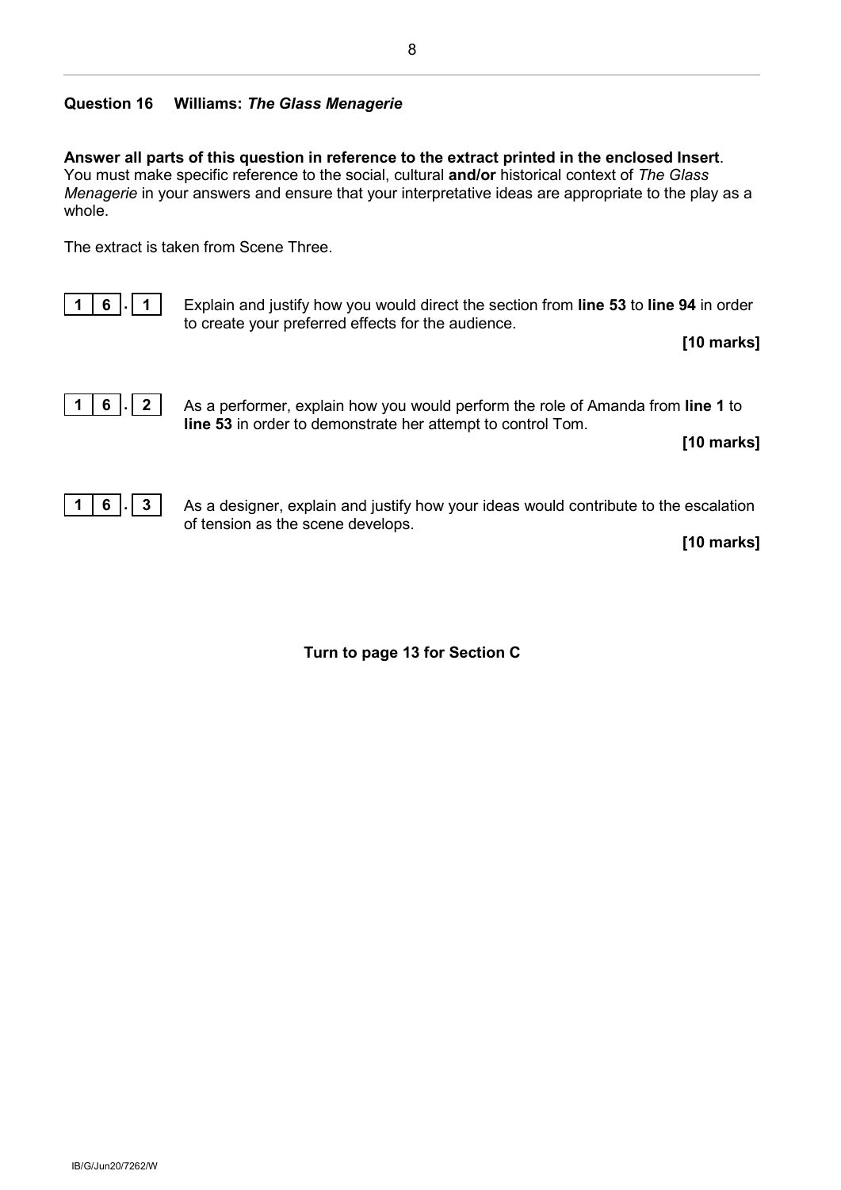## Question 16 Williams: *The Glass Menagerie*

**Answer all parts of this question in reference to the extract printed in the enclosed Insert**. You must make specific reference to the social, cultural **and/or** historical context of *The Glass Menagerie* in your answers and ensure that your interpretative ideas are appropriate to the play as a whole.

The extract is taken from Scene Three.

**1 6 . 1** Explain and justify how you would direct the section from **line 53** to **line 94** in order to create your preferred effects for the audience.

**[10 marks]**

**1 6 . 2** As a performer, explain how you would perform the role of Amanda from **line 1** to **line 53** in order to demonstrate her attempt to control Tom.

**[10 marks]**

**1 6 . 3** As a designer, explain and justify how your ideas would contribute to the escalation of tension as the scene develops.

**[10 marks]**

**Turn to page 13 for Section C**

IB/G/Jun20/7262/W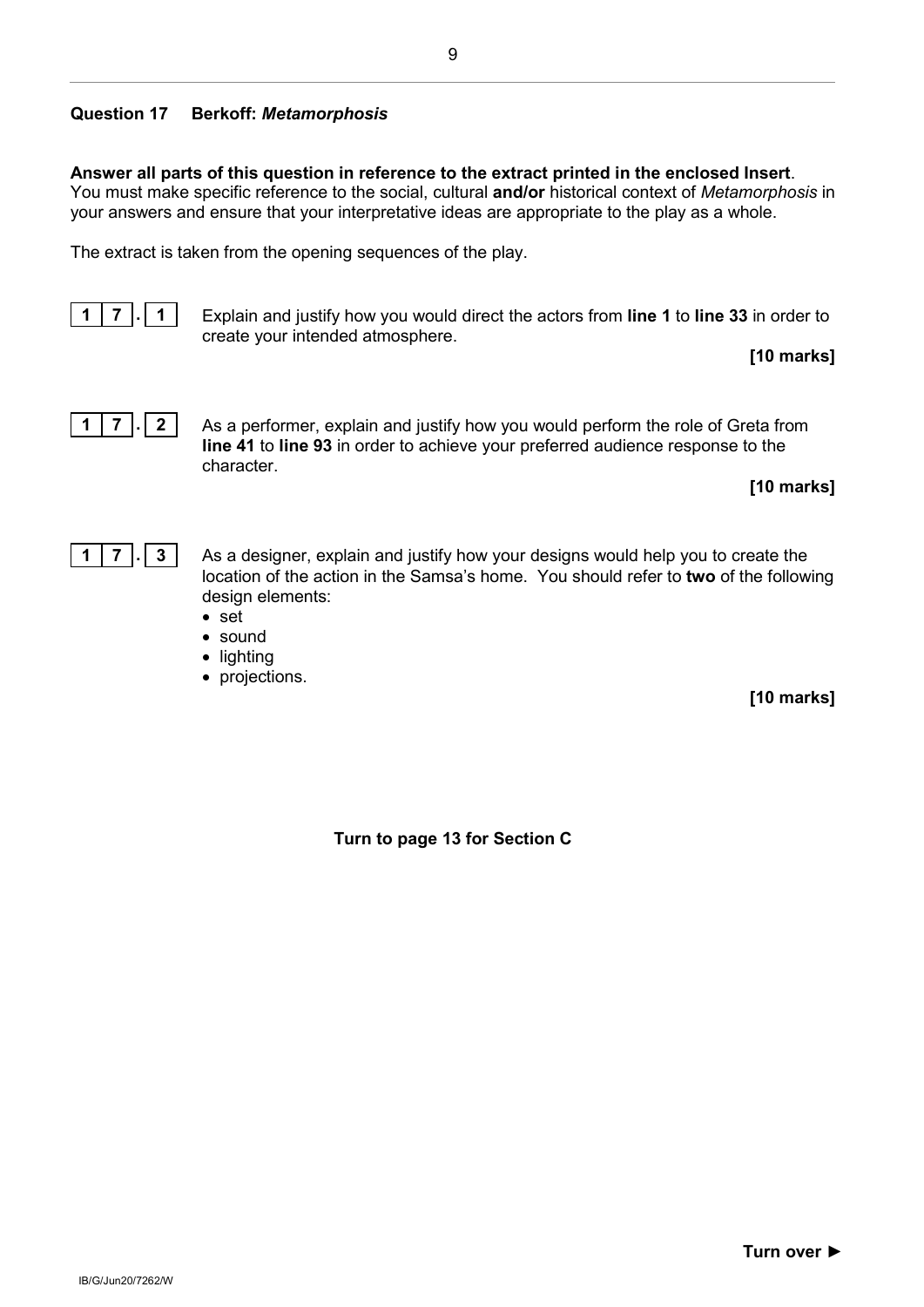## Question 17 Berkoff: *Metamorphosis*

**Answer all parts of this question in reference to the extract printed in the enclosed Insert**. You must make specific reference to the social, cultural **and/or** historical context of *Metamorphosis* in your answers and ensure that your interpretative ideas are appropriate to the play as a whole.

The extract is taken from the opening sequences of the play.

**1 7 . 1** Explain and justify how you would direct the actors from **line 1** to **line 33** in order to create your intended atmosphere.

**[10 marks]**

**1 7 . 2** As a performer, explain and justify how you would perform the role of Greta from **line 41** to **line 93** in order to achieve your preferred audience response to the character.

**[10 marks]**

**1 7 . 3** As a designer, explain and justify how your designs would help you to create the location of the action in the Samsa's home. You should refer to **two** of the following design elements:

- set
- sound
- lighting
- projections.

**[10 marks]**

**Turn to page 13 for Section C**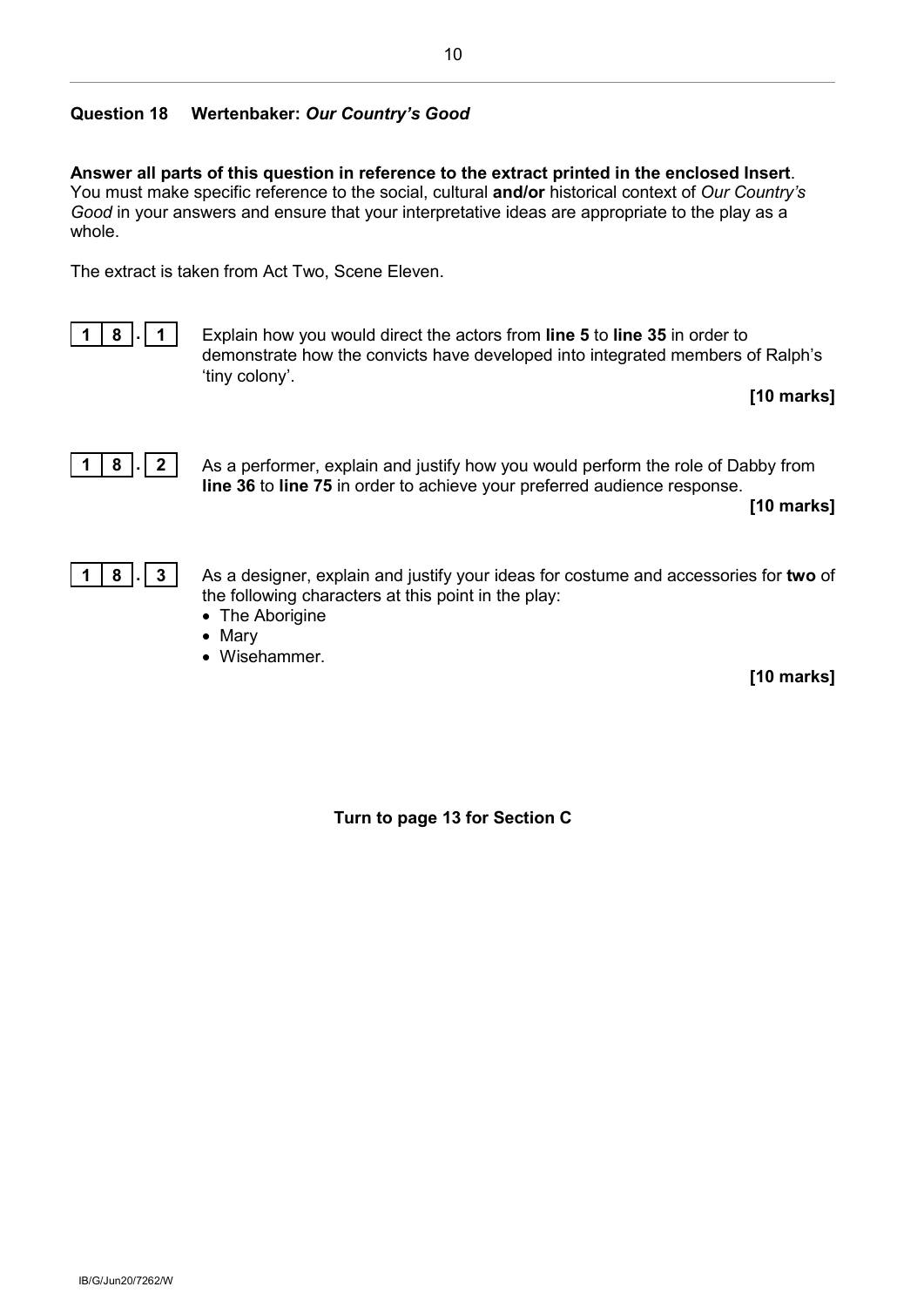## Question 18 Wertenbaker: *Our Country's Good*

**Answer all parts of this question in reference to the extract printed in the enclosed Insert**. You must make specific reference to the social, cultural **and/or** historical context of *Our Country's Good* in your answers and ensure that your interpretative ideas are appropriate to the play as a whole.

The extract is taken from Act Two, Scene Eleven.

**18.1** Explain how you would direct the actors from **line 5** to **line 35** in order to demonstrate how the convicts have developed into integrated members of Ralph's 'tiny colony'.

**[10 marks]**

**18.2** As a performer, explain and justify how you would perform the role of Dabby from **line 36** to **line 75** in order to achieve your preferred audience response.

**[10 marks]**

**18.3** As a designer, explain and justify your ideas for costume and accessories for **two** of the following characters at this point in the play:

- The Aborigine
- Mary
- Wisehammer.

**[10 marks]**

**Turn to page 13 for Section C**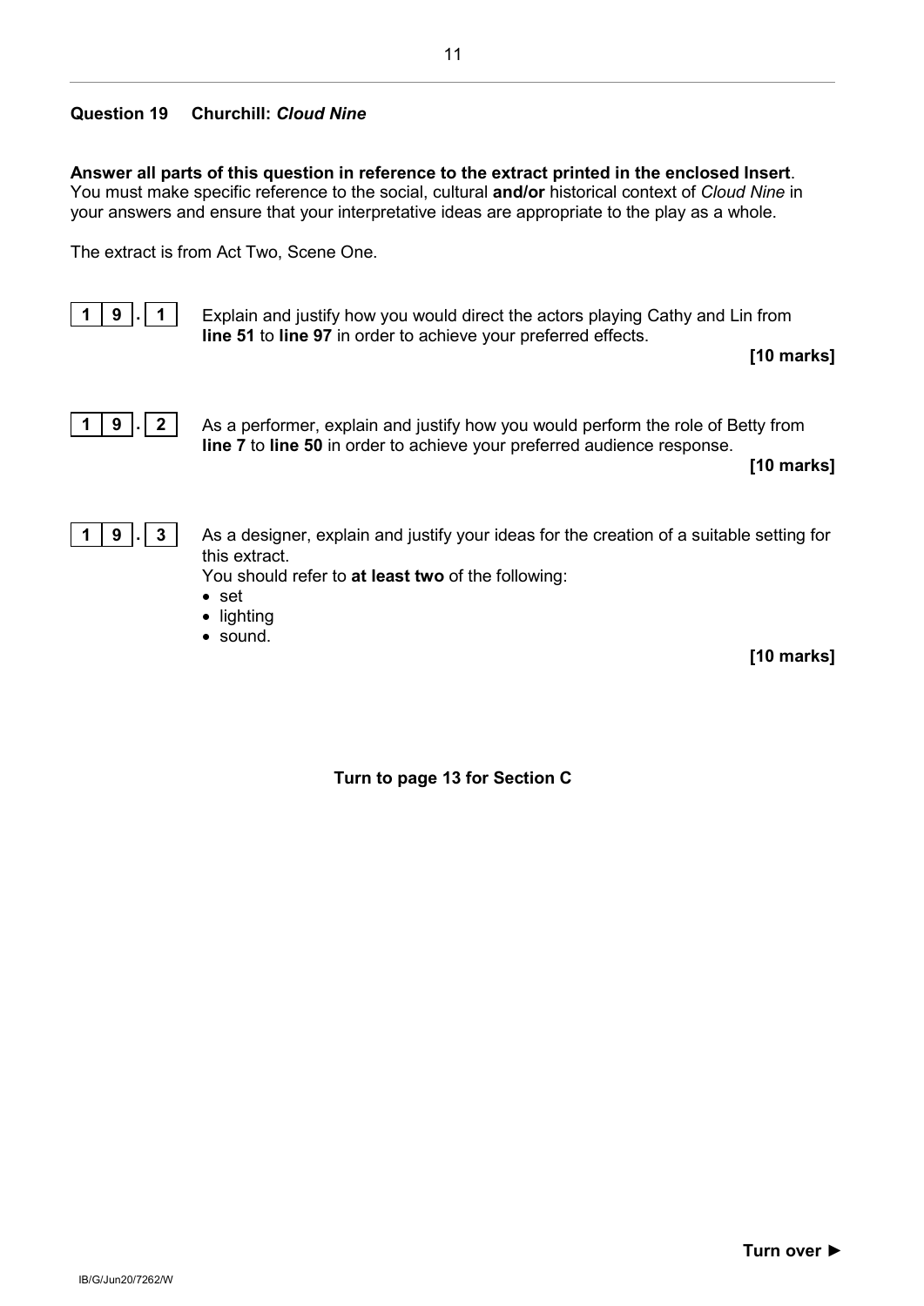## Question 19 Churchill: *Cloud Nine*

**Answer all parts of this question in reference to the extract printed in the enclosed Insert**. You must make specific reference to the social, cultural **and/or** historical context of *Cloud Nine* in your answers and ensure that your interpretative ideas are appropriate to the play as a whole.

The extract is from Act Two, Scene One.

**1 9 . 1** Explain and justify how you would direct the actors playing Cathy and Lin from **line 51** to **line 97** in order to achieve your preferred effects.

**[10 marks]**

**1 9 . 2** As a performer, explain and justify how you would perform the role of Betty from **line 7** to **line 50** in order to achieve your preferred audience response.

**[10 marks]**

**1 9 . 3** As a designer, explain and justify your ideas for the creation of a suitable setting for this extract.

You should refer to **at least two** of the following:

- set
- lighting
- sound.

**[10 marks]**

**Turn to page 13 for Section C**

**Turn over ►**

IB/G/Jun20/7262/W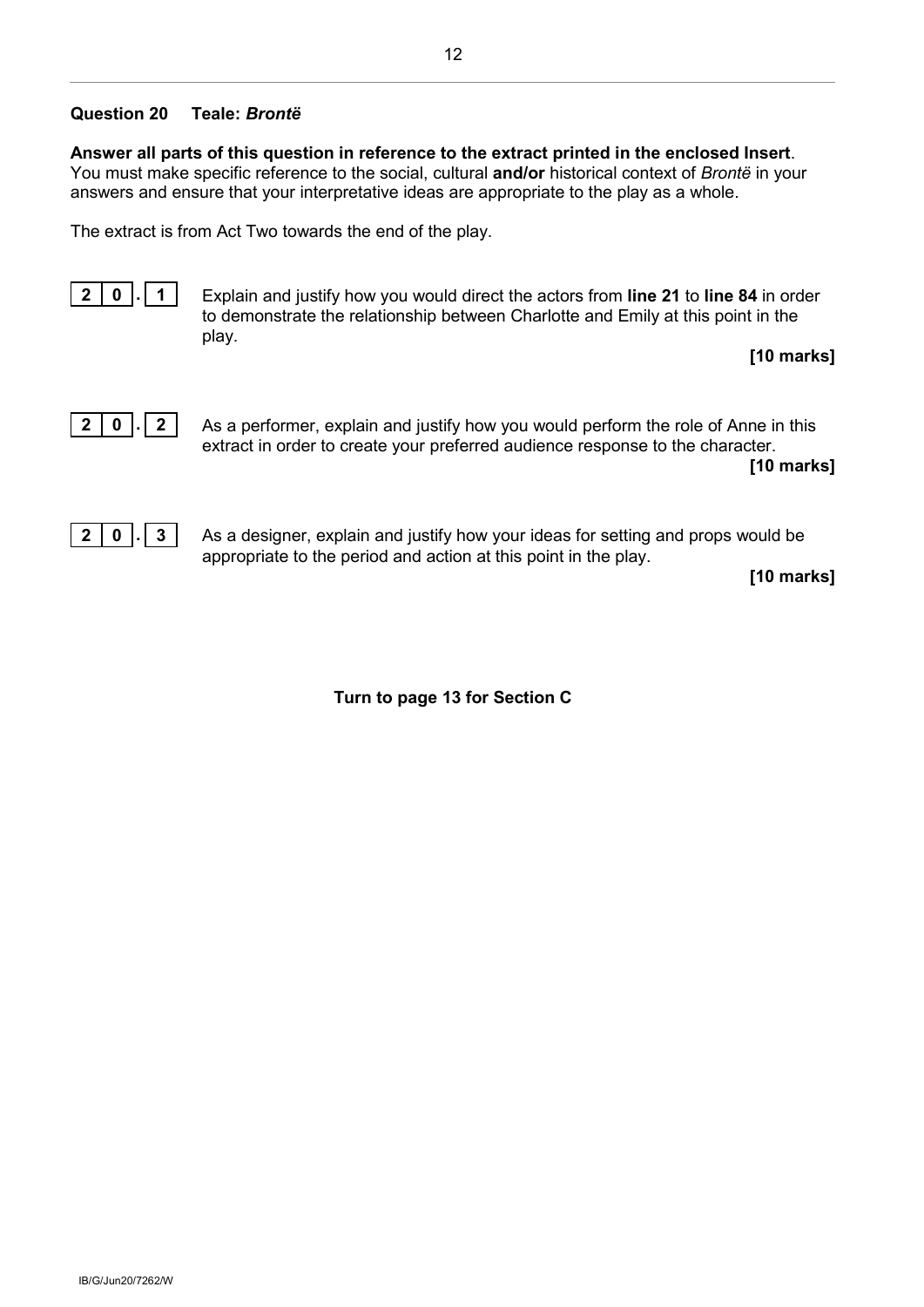**Question 20 Teale: *Brontë***

**Answer all parts of this question in reference to the extract printed in the enclosed Insert**.
You must make specific reference to the social, cultural **and/or** historical context of *Brontë* in your answers and ensure that your interpretative ideas are appropriate to the play as a whole.

The extract is from Act Two towards the end of the play.

**2 0 . 1** Explain and justify how you would direct the actors from **line 21** to **line 84** in order to demonstrate the relationship between Charlotte and Emily at this point in the play.

**[10 marks]**

**2 0 . 2** As a performer, explain and justify how you would perform the role of Anne in this extract in order to create your preferred audience response to the character.

**[10 marks]**

**2 0 . 3** As a designer, explain and justify how your ideas for setting and props would be appropriate to the period and action at this point in the play.

**[10 marks]**

**Turn to page 13 for Section C**

IB/G/Jun20/7262/W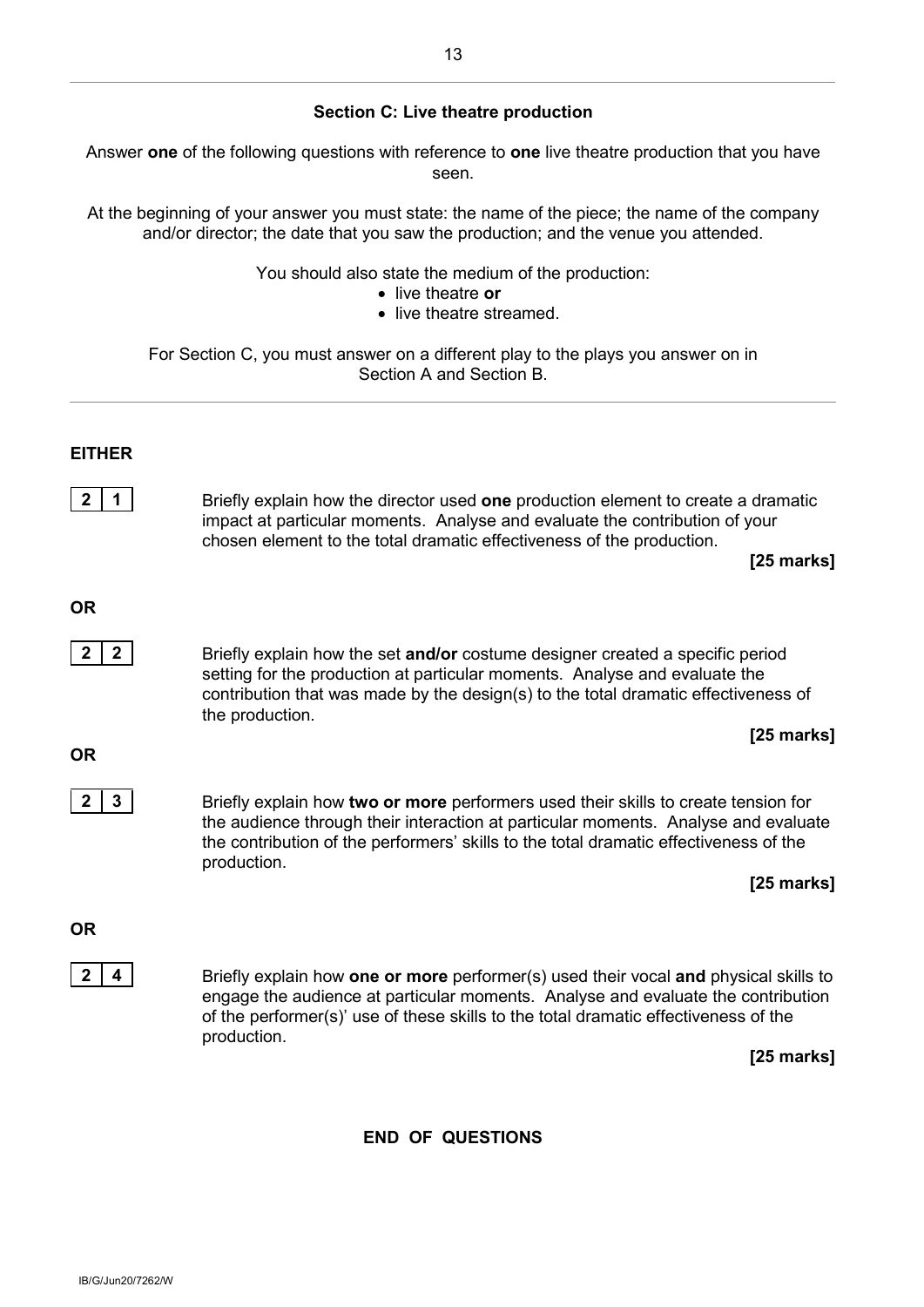## Section C: Live theatre production

Answer **one** of the following questions with reference to **one** live theatre production that you have seen.

At the beginning of your answer you must state: the name of the piece; the name of the company and/or director; the date that you saw the production; and the venue you attended.

You should also state the medium of the production:

- live theatre **or**
- live theatre streamed.

For Section C, you must answer on a different play to the plays you answer on in Section A and Section B.

**EITHER**

**2 1** Briefly explain how the director used **one** production element to create a dramatic impact at particular moments. Analyse and evaluate the contribution of your chosen element to the total dramatic effectiveness of the production.

**[25 marks]**

**OR**

**2 2** Briefly explain how the set **and/or** costume designer created a specific period setting for the production at particular moments. Analyse and evaluate the contribution that was made by the design(s) to the total dramatic effectiveness of the production.

**[25 marks]**

**OR**

**2 3** Briefly explain how **two or more** performers used their skills to create tension for the audience through their interaction at particular moments. Analyse and evaluate the contribution of the performers' skills to the total dramatic effectiveness of the production.

**[25 marks]**

**OR**

**2 4** Briefly explain how **one or more** performer(s) used their vocal **and** physical skills to engage the audience at particular moments. Analyse and evaluate the contribution of the performer(s)' use of these skills to the total dramatic effectiveness of the production.

**[25 marks]**

**END OF QUESTIONS**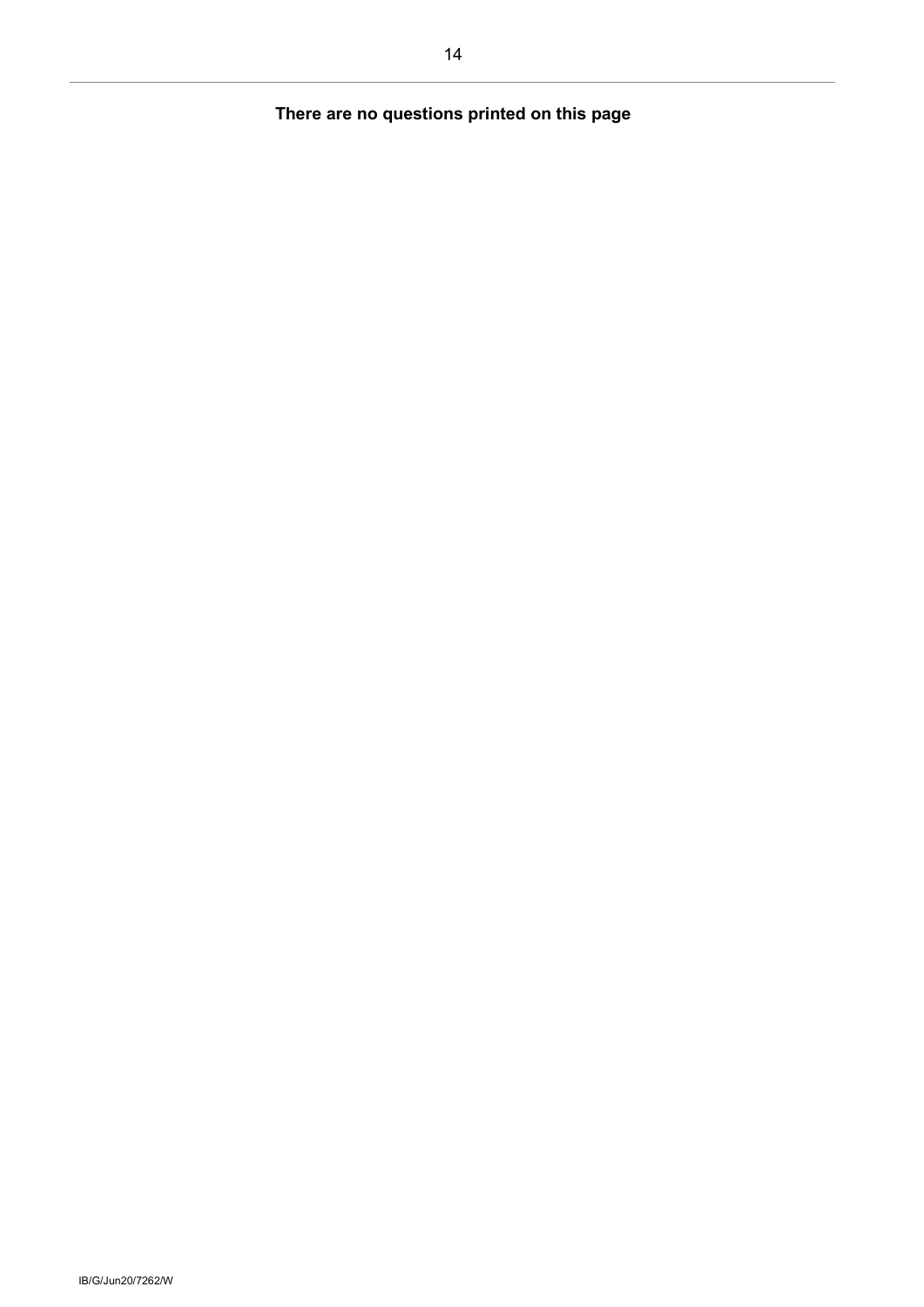**There are no questions printed on this page**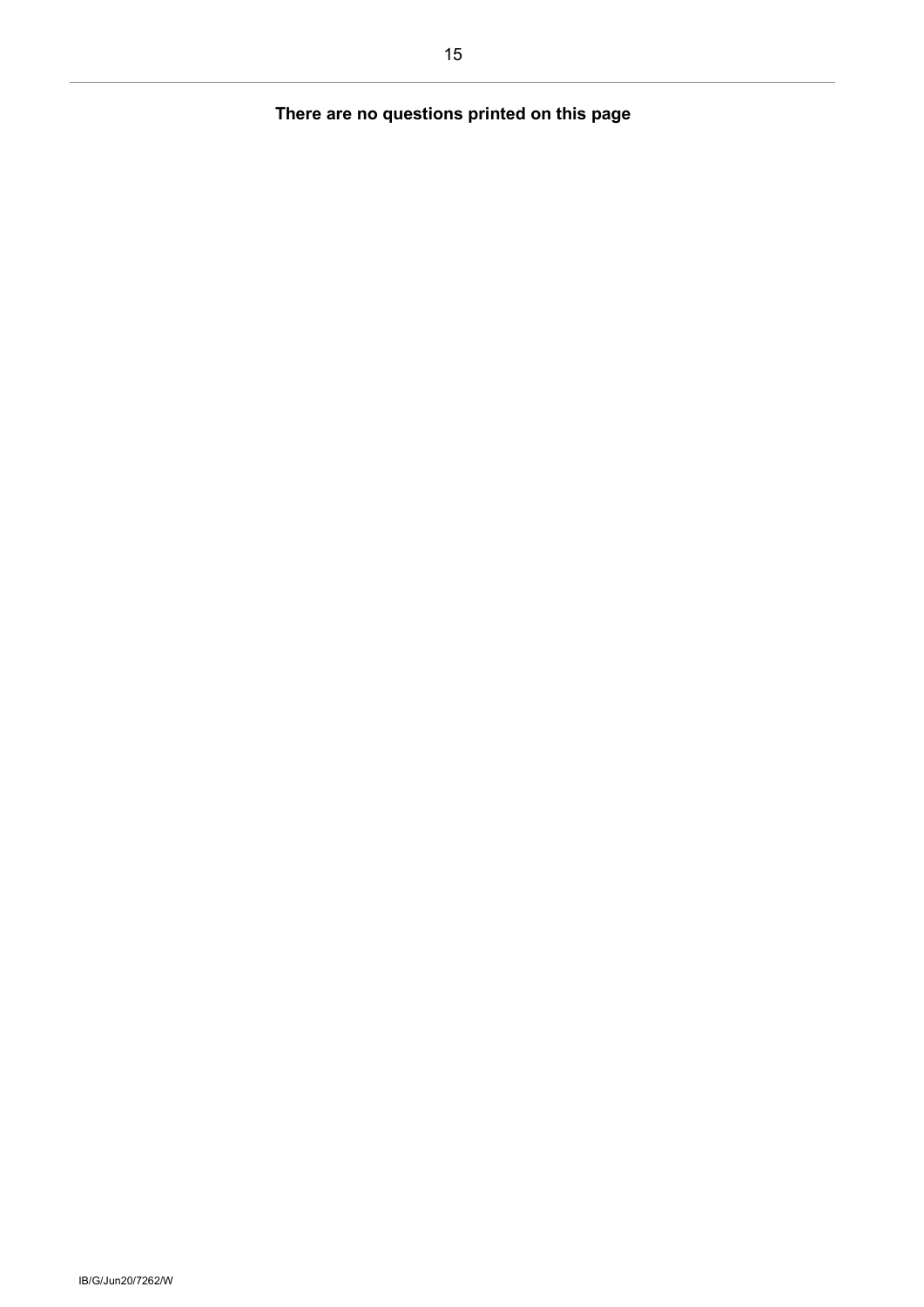**There are no questions printed on this page**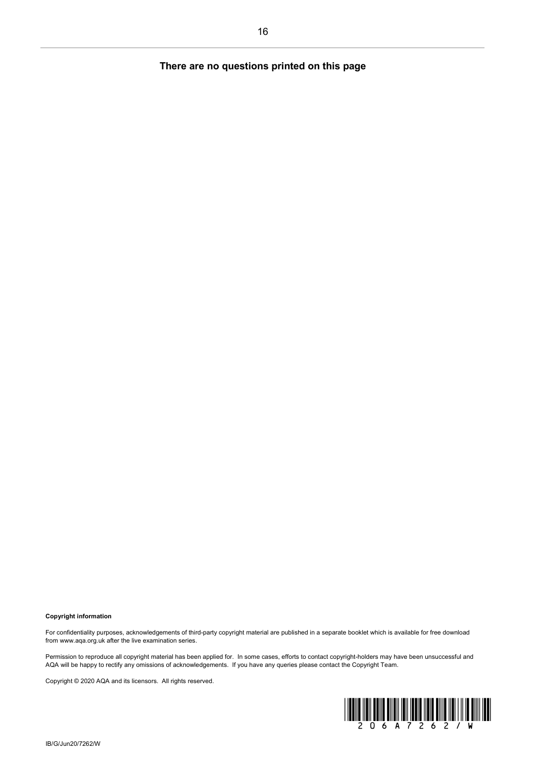**There are no questions printed on this page**

**Copyright information**

For confidentiality purposes, acknowledgements of third-party copyright material are published in a separate booklet which is available for free download from www.aqa.org.uk after the live examination series.

Permission to reproduce all copyright material has been applied for. In some cases, efforts to contact copyright-holders may have been unsuccessful and AQA will be happy to rectify any omissions of acknowledgements. If you have any queries please contact the Copyright Team.

Copyright © 2020 AQA and its licensors. All rights reserved.

206A7262/W

IB/G/Jun20/7262/W